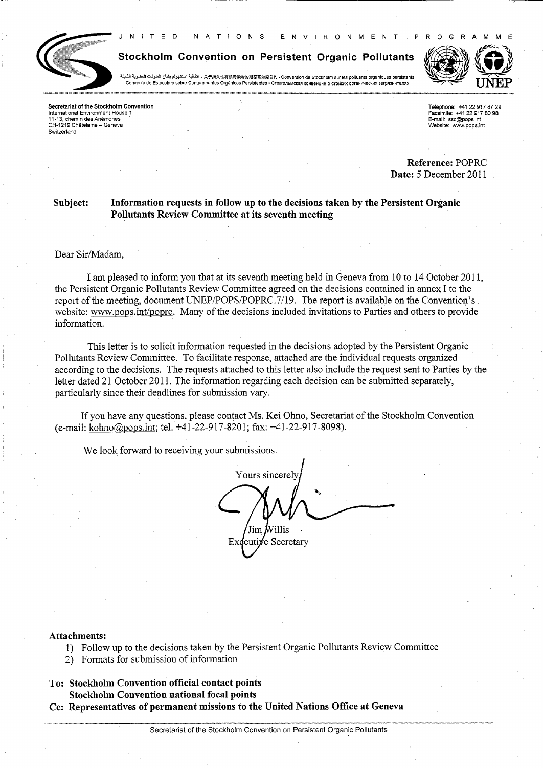UNITED NATIONS ENVIRONMENT PROGRAMME

**Stockholm Convention on Persistent Organic Pollutants**

اتفاقية استكهولم بشأن الملوثات العضوية الثابتة • 关于持久性有机污染物的斯德哥尔摩公约 • Convention de Stockholm sur les polluants organiques persistants
Convenio de Estocolmo sobre Contaminantes Orgánicos Persistentes • Стокгольмская конвенция о стойких органических загрязнителях

UNEP

**Secretariat of the Stockholm Convention**
International Environment House 1
11-13, chemin des Anémones
CH-1219 Châtelaine – Geneva
Switzerland

Telephone: +41 22 917 87 29
Facsimile: +41 22 917 80 98
E-mail: ssc@pops.int
Website: www.pops.int

**Reference:** POPRC
**Date:** 5 December 2011

**Subject: Information requests in follow up to the decisions taken by the Persistent Organic Pollutants Review Committee at its seventh meeting**

Dear Sir/Madam,

I am pleased to inform you that at its seventh meeting held in Geneva from 10 to 14 October 2011, the Persistent Organic Pollutants Review Committee agreed on the decisions contained in annex I to the report of the meeting, document UNEP/POPS/POPRC.7/19. The report is available on the Convention's website: www.pops.int/poprc. Many of the decisions included invitations to Parties and others to provide information.

This letter is to solicit information requested in the decisions adopted by the Persistent Organic Pollutants Review Committee. To facilitate response, attached are the individual requests organized according to the decisions. The requests attached to this letter also include the request sent to Parties by the letter dated 21 October 2011. The information regarding each decision can be submitted separately, particularly since their deadlines for submission vary.

If you have any questions, please contact Ms. Kei Ohno, Secretariat of the Stockholm Convention (e-mail: kohno@pops.int; tel. +41-22-917-8201; fax: +41-22-917-8098).

We look forward to receiving your submissions.

Yours sincerely,

Jim Willis
Executive Secretary

**Attachments:**

1) Follow up to the decisions taken by the Persistent Organic Pollutants Review Committee
2) Formats for submission of information

**To: Stockholm Convention official contact points**
**Stockholm Convention national focal points**
**Cc: Representatives of permanent missions to the United Nations Office at Geneva**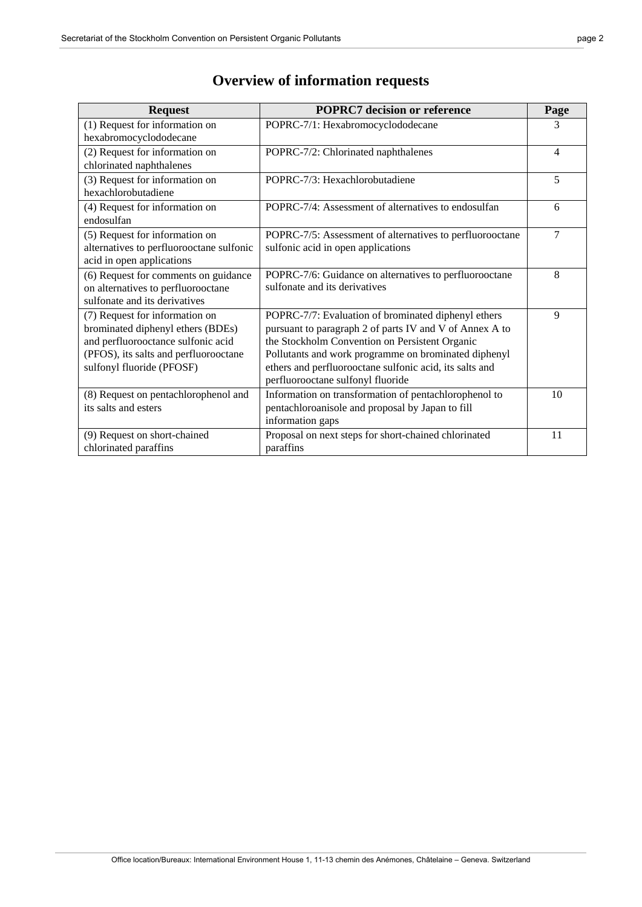# Overview of information requests

| Request | POPRC7 decision or reference | Page |
|---|---|---|
| (1) Request for information on hexabromocyclododecane | POPRC-7/1: Hexabromocyclododecane | 3 |
| (2) Request for information on chlorinated naphthalenes | POPRC-7/2: Chlorinated naphthalenes | 4 |
| (3) Request for information on hexachlorobutadiene | POPRC-7/3: Hexachlorobutadiene | 5 |
| (4) Request for information on endosulfan | POPRC-7/4: Assessment of alternatives to endosulfan | 6 |
| (5) Request for information on alternatives to perfluorooctane sulfonic acid in open applications | POPRC-7/5: Assessment of alternatives to perfluorooctane sulfonic acid in open applications | 7 |
| (6) Request for comments on guidance on alternatives to perfluorooctane sulfonate and its derivatives | POPRC-7/6: Guidance on alternatives to perfluorooctane sulfonate and its derivatives | 8 |
| (7) Request for information on brominated diphenyl ethers (BDEs) and perfluorooctane sulfonic acid (PFOS), its salts and perfluorooctane sulfonyl fluoride (PFOSF) | POPRC-7/7: Evaluation of brominated diphenyl ethers pursuant to paragraph 2 of parts IV and V of Annex A to the Stockholm Convention on Persistent Organic Pollutants and work programme on brominated diphenyl ethers and perfluorooctane sulfonic acid, its salts and perfluorooctane sulfonyl fluoride | 9 |
| (8) Request on pentachlorophenol and its salts and esters | Information on transformation of pentachlorophenol to pentachloroanisole and proposal by Japan to fill information gaps | 10 |
| (9) Request on short-chained chlorinated paraffins | Proposal on next steps for short-chained chlorinated paraffins | 11 |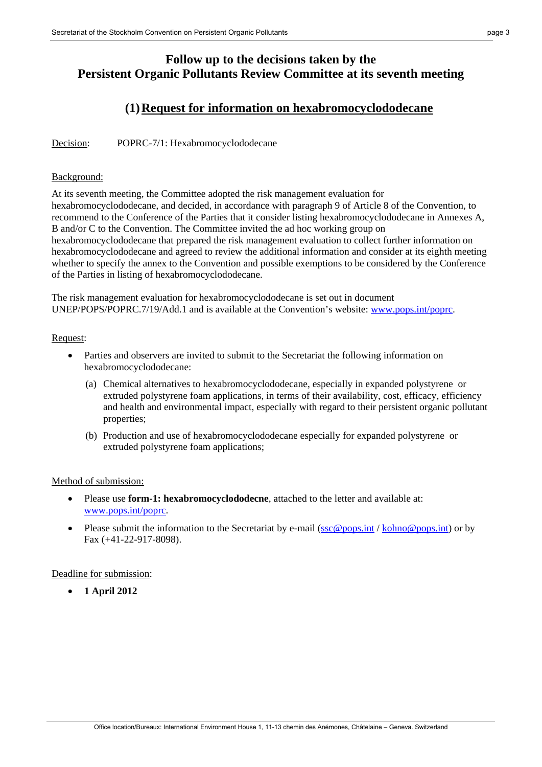# Follow up to the decisions taken by the Persistent Organic Pollutants Review Committee at its seventh meeting

## (1) Request for information on hexabromocyclododecane

Decision: POPRC-7/1: Hexabromocyclododecane

Background:

At its seventh meeting, the Committee adopted the risk management evaluation for hexabromocyclododecane, and decided, in accordance with paragraph 9 of Article 8 of the Convention, to recommend to the Conference of the Parties that it consider listing hexabromocyclododecane in Annexes A, B and/or C to the Convention. The Committee invited the ad hoc working group on hexabromocyclododecane that prepared the risk management evaluation to collect further information on hexabromocyclododecane and agreed to review the additional information and consider at its eighth meeting whether to specify the annex to the Convention and possible exemptions to be considered by the Conference of the Parties in listing of hexabromocyclododecane.

The risk management evaluation for hexabromocyclododecane is set out in document UNEP/POPS/POPRC.7/19/Add.1 and is available at the Convention's website: www.pops.int/poprc.

Request:

- Parties and observers are invited to submit to the Secretariat the following information on hexabromocyclododecane:
  - (a) Chemical alternatives to hexabromocyclododecane, especially in expanded polystyrene or extruded polystyrene foam applications, in terms of their availability, cost, efficacy, efficiency and health and environmental impact, especially with regard to their persistent organic pollutant properties;
  - (b) Production and use of hexabromocyclododecane especially for expanded polystyrene or extruded polystyrene foam applications;

Method of submission:

- Please use **form-1: hexabromocyclododecne**, attached to the letter and available at: www.pops.int/poprc.
- Please submit the information to the Secretariat by e-mail (ssc@pops.int / kohno@pops.int) or by Fax (+41-22-917-8098).

Deadline for submission:

- **1 April 2012**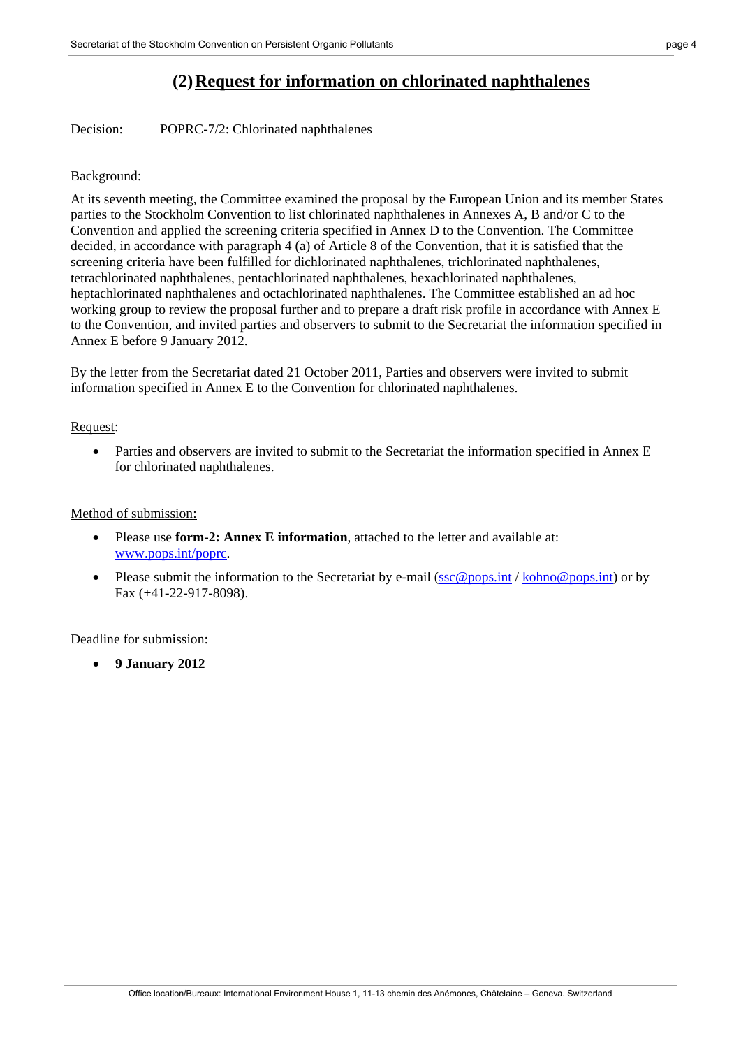## (2) Request for information on chlorinated naphthalenes

Decision: POPRC-7/2: Chlorinated naphthalenes

Background:

At its seventh meeting, the Committee examined the proposal by the European Union and its member States parties to the Stockholm Convention to list chlorinated naphthalenes in Annexes A, B and/or C to the Convention and applied the screening criteria specified in Annex D to the Convention. The Committee decided, in accordance with paragraph 4 (a) of Article 8 of the Convention, that it is satisfied that the screening criteria have been fulfilled for dichlorinated naphthalenes, trichlorinated naphthalenes, tetrachlorinated naphthalenes, pentachlorinated naphthalenes, hexachlorinated naphthalenes, heptachlorinated naphthalenes and octachlorinated naphthalenes. The Committee established an ad hoc working group to review the proposal further and to prepare a draft risk profile in accordance with Annex E to the Convention, and invited parties and observers to submit to the Secretariat the information specified in Annex E before 9 January 2012.

By the letter from the Secretariat dated 21 October 2011, Parties and observers were invited to submit information specified in Annex E to the Convention for chlorinated naphthalenes.

Request:

- Parties and observers are invited to submit to the Secretariat the information specified in Annex E for chlorinated naphthalenes.

Method of submission:

- Please use **form-2: Annex E information**, attached to the letter and available at: www.pops.int/poprc.
- Please submit the information to the Secretariat by e-mail (ssc@pops.int / kohno@pops.int) or by Fax (+41-22-917-8098).

Deadline for submission:

- **9 January 2012**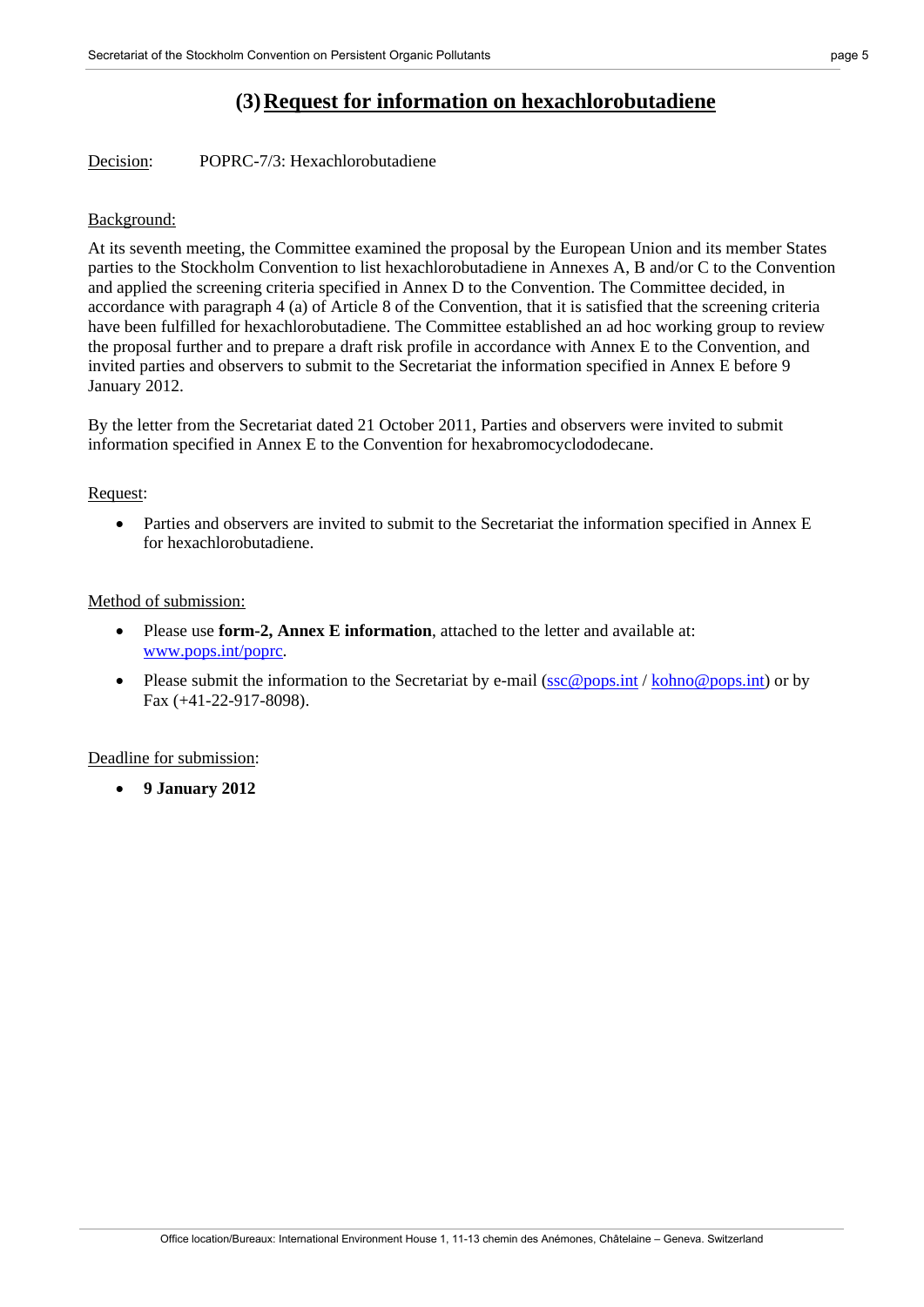## (3) Request for information on hexachlorobutadiene

Decision: POPRC-7/3: Hexachlorobutadiene

Background:

At its seventh meeting, the Committee examined the proposal by the European Union and its member States parties to the Stockholm Convention to list hexachlorobutadiene in Annexes A, B and/or C to the Convention and applied the screening criteria specified in Annex D to the Convention. The Committee decided, in accordance with paragraph 4 (a) of Article 8 of the Convention, that it is satisfied that the screening criteria have been fulfilled for hexachlorobutadiene. The Committee established an ad hoc working group to review the proposal further and to prepare a draft risk profile in accordance with Annex E to the Convention, and invited parties and observers to submit to the Secretariat the information specified in Annex E before 9 January 2012.

By the letter from the Secretariat dated 21 October 2011, Parties and observers were invited to submit information specified in Annex E to the Convention for hexabromocyclododecane.

Request:

- Parties and observers are invited to submit to the Secretariat the information specified in Annex E for hexachlorobutadiene.

Method of submission:

- Please use **form-2, Annex E information**, attached to the letter and available at: www.pops.int/poprc.
- Please submit the information to the Secretariat by e-mail (ssc@pops.int / kohno@pops.int) or by Fax (+41-22-917-8098).

Deadline for submission:

- **9 January 2012**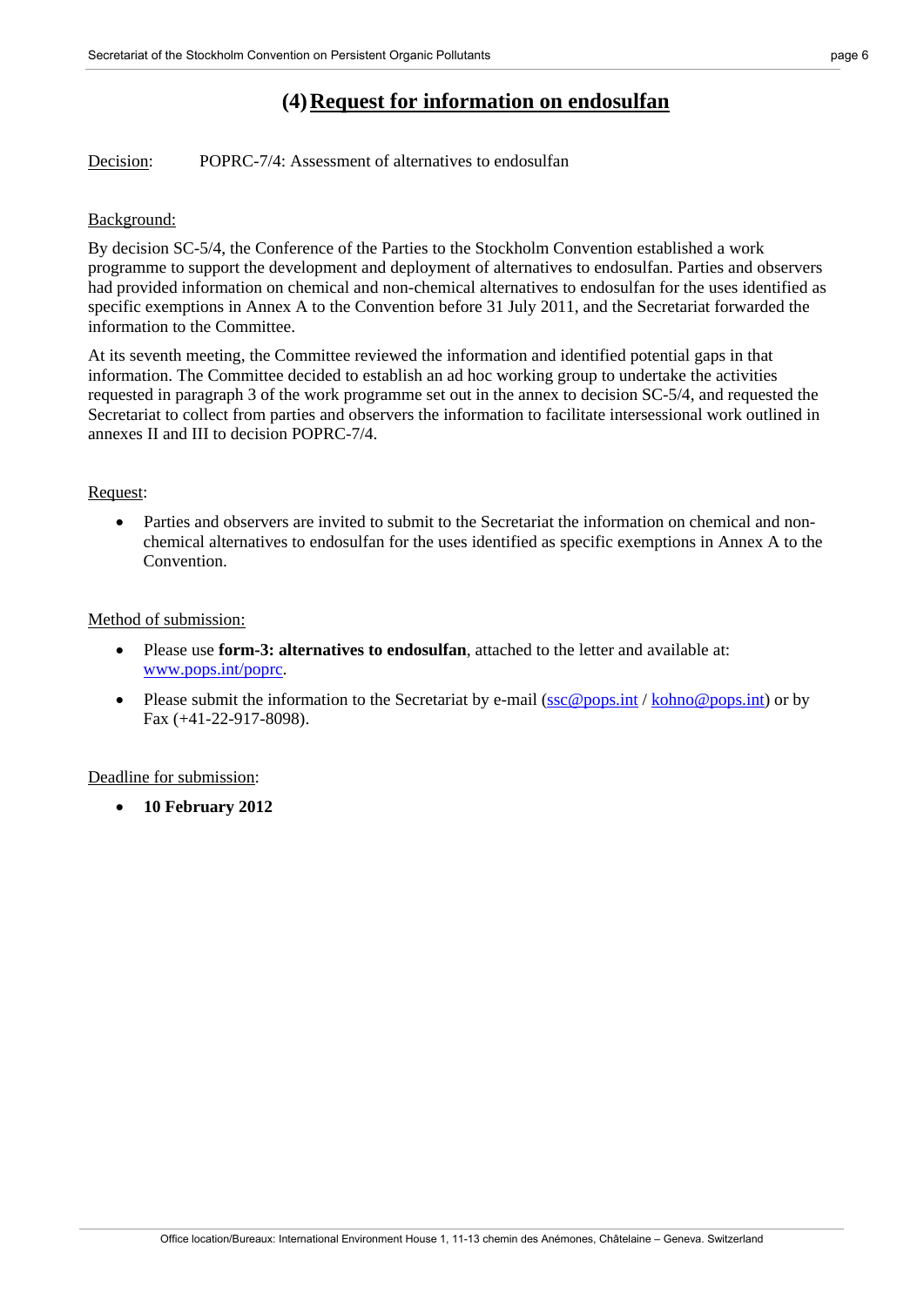## (4) Request for information on endosulfan

Decision: POPRC-7/4: Assessment of alternatives to endosulfan

Background:

By decision SC-5/4, the Conference of the Parties to the Stockholm Convention established a work programme to support the development and deployment of alternatives to endosulfan. Parties and observers had provided information on chemical and non-chemical alternatives to endosulfan for the uses identified as specific exemptions in Annex A to the Convention before 31 July 2011, and the Secretariat forwarded the information to the Committee.

At its seventh meeting, the Committee reviewed the information and identified potential gaps in that information. The Committee decided to establish an ad hoc working group to undertake the activities requested in paragraph 3 of the work programme set out in the annex to decision SC-5/4, and requested the Secretariat to collect from parties and observers the information to facilitate intersessional work outlined in annexes II and III to decision POPRC-7/4.

Request:

- Parties and observers are invited to submit to the Secretariat the information on chemical and non-chemical alternatives to endosulfan for the uses identified as specific exemptions in Annex A to the Convention.

Method of submission:

- Please use **form-3: alternatives to endosulfan**, attached to the letter and available at: www.pops.int/poprc.
- Please submit the information to the Secretariat by e-mail (ssc@pops.int / kohno@pops.int) or by Fax (+41-22-917-8098).

Deadline for submission:

- **10 February 2012**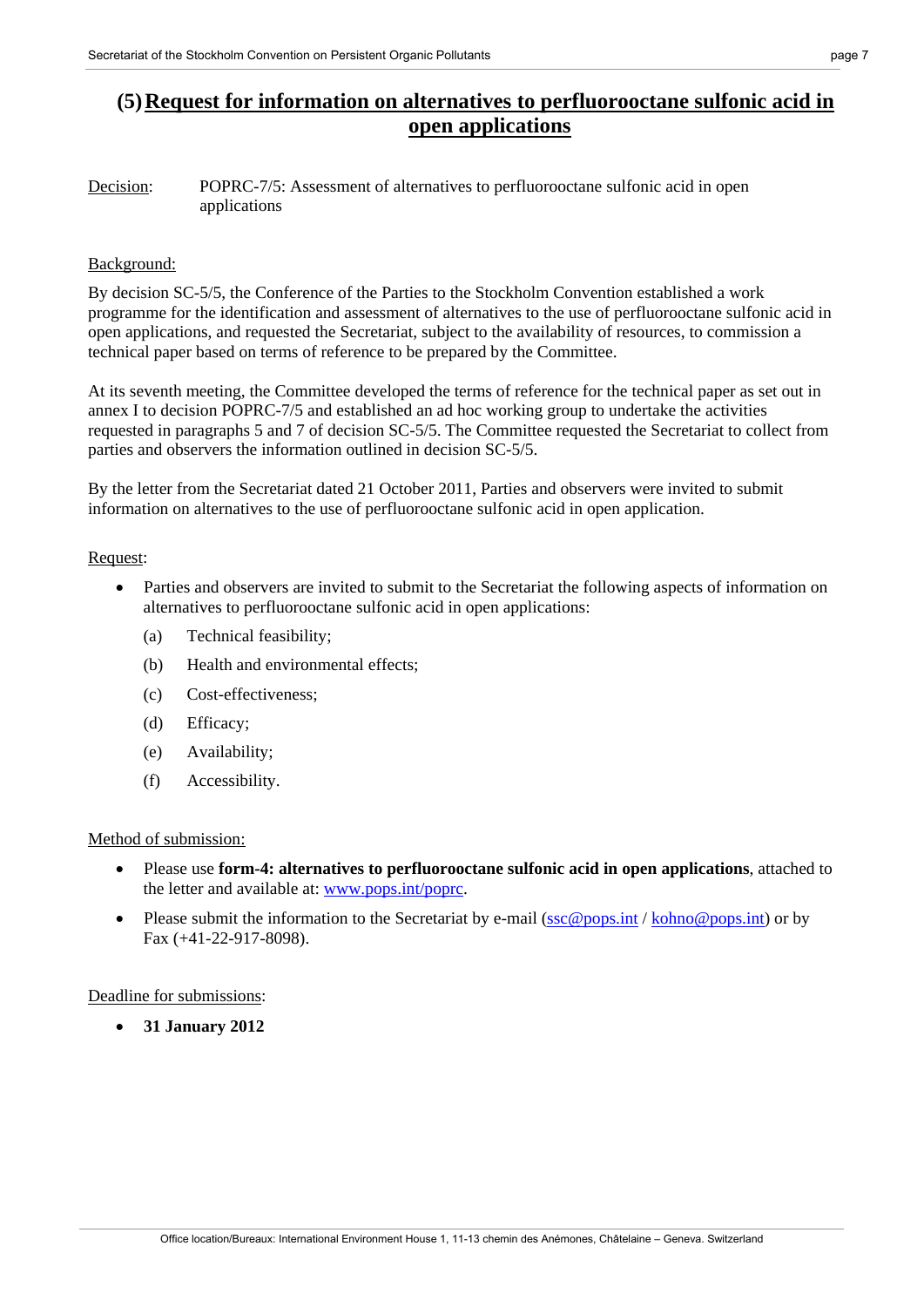## (5) Request for information on alternatives to perfluorooctane sulfonic acid in open applications

Decision: POPRC-7/5: Assessment of alternatives to perfluorooctane sulfonic acid in open applications

Background:

By decision SC-5/5, the Conference of the Parties to the Stockholm Convention established a work programme for the identification and assessment of alternatives to the use of perfluorooctane sulfonic acid in open applications, and requested the Secretariat, subject to the availability of resources, to commission a technical paper based on terms of reference to be prepared by the Committee.

At its seventh meeting, the Committee developed the terms of reference for the technical paper as set out in annex I to decision POPRC-7/5 and established an ad hoc working group to undertake the activities requested in paragraphs 5 and 7 of decision SC-5/5. The Committee requested the Secretariat to collect from parties and observers the information outlined in decision SC-5/5.

By the letter from the Secretariat dated 21 October 2011, Parties and observers were invited to submit information on alternatives to the use of perfluorooctane sulfonic acid in open application.

Request:

- Parties and observers are invited to submit to the Secretariat the following aspects of information on alternatives to perfluorooctane sulfonic acid in open applications:
  - (a) Technical feasibility;
  - (b) Health and environmental effects;
  - (c) Cost-effectiveness;
  - (d) Efficacy;
  - (e) Availability;
  - (f) Accessibility.

Method of submission:

- Please use **form-4: alternatives to perfluorooctane sulfonic acid in open applications**, attached to the letter and available at: www.pops.int/poprc.
- Please submit the information to the Secretariat by e-mail (ssc@pops.int / kohno@pops.int) or by Fax (+41-22-917-8098).

Deadline for submissions:

- **31 January 2012**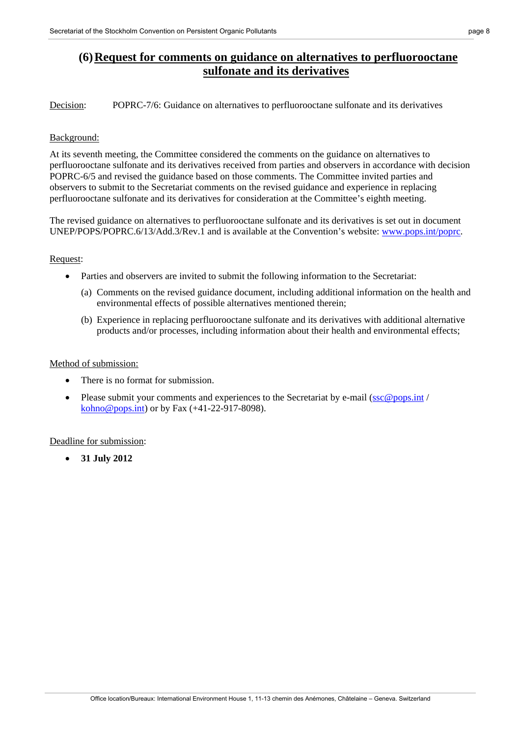## (6) Request for comments on guidance on alternatives to perfluorooctane sulfonate and its derivatives

Decision: POPRC-7/6: Guidance on alternatives to perfluorooctane sulfonate and its derivatives

Background:

At its seventh meeting, the Committee considered the comments on the guidance on alternatives to perfluorooctane sulfonate and its derivatives received from parties and observers in accordance with decision POPRC-6/5 and revised the guidance based on those comments. The Committee invited parties and observers to submit to the Secretariat comments on the revised guidance and experience in replacing perfluorooctane sulfonate and its derivatives for consideration at the Committee's eighth meeting.

The revised guidance on alternatives to perfluorooctane sulfonate and its derivatives is set out in document UNEP/POPS/POPRC.6/13/Add.3/Rev.1 and is available at the Convention's website: www.pops.int/poprc.

Request:

- Parties and observers are invited to submit the following information to the Secretariat:
  - (a) Comments on the revised guidance document, including additional information on the health and environmental effects of possible alternatives mentioned therein;
  - (b) Experience in replacing perfluorooctane sulfonate and its derivatives with additional alternative products and/or processes, including information about their health and environmental effects;

Method of submission:

- There is no format for submission.
- Please submit your comments and experiences to the Secretariat by e-mail (ssc@pops.int / kohno@pops.int) or by Fax (+41-22-917-8098).

Deadline for submission:

- **31 July 2012**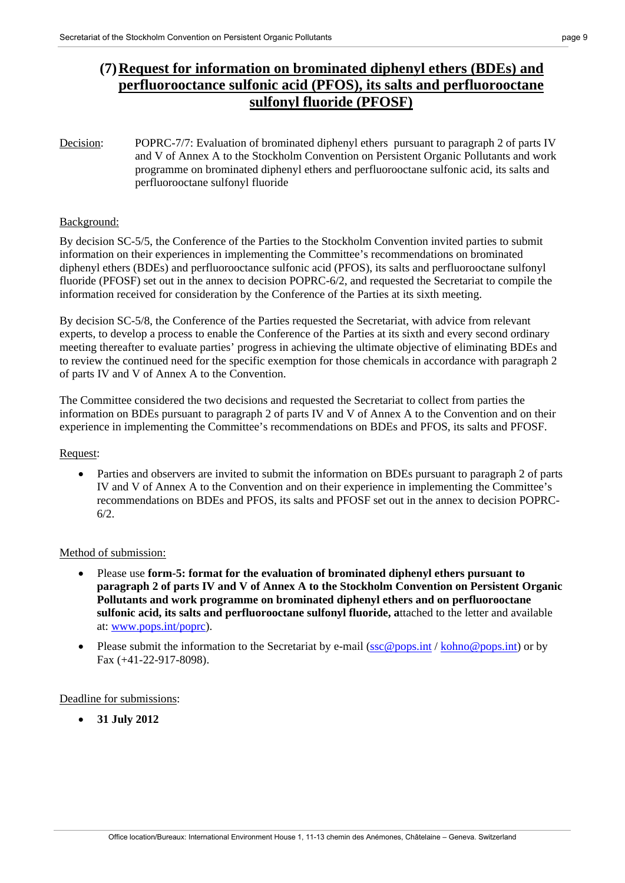## (7) Request for information on brominated diphenyl ethers (BDEs) and perfluorooctance sulfonic acid (PFOS), its salts and perfluorooctane sulfonyl fluoride (PFOSF)

Decision: POPRC-7/7: Evaluation of brominated diphenyl ethers pursuant to paragraph 2 of parts IV and V of Annex A to the Stockholm Convention on Persistent Organic Pollutants and work programme on brominated diphenyl ethers and perfluorooctane sulfonic acid, its salts and perfluorooctane sulfonyl fluoride

Background:

By decision SC-5/5, the Conference of the Parties to the Stockholm Convention invited parties to submit information on their experiences in implementing the Committee's recommendations on brominated diphenyl ethers (BDEs) and perfluorooctane sulfonic acid (PFOS), its salts and perfluorooctane sulfonyl fluoride (PFOSF) set out in the annex to decision POPRC-6/2, and requested the Secretariat to compile the information received for consideration by the Conference of the Parties at its sixth meeting.

By decision SC-5/8, the Conference of the Parties requested the Secretariat, with advice from relevant experts, to develop a process to enable the Conference of the Parties at its sixth and every second ordinary meeting thereafter to evaluate parties' progress in achieving the ultimate objective of eliminating BDEs and to review the continued need for the specific exemption for those chemicals in accordance with paragraph 2 of parts IV and V of Annex A to the Convention.

The Committee considered the two decisions and requested the Secretariat to collect from parties the information on BDEs pursuant to paragraph 2 of parts IV and V of Annex A to the Convention and on their experience in implementing the Committee's recommendations on BDEs and PFOS, its salts and PFOSF.

Request:

- Parties and observers are invited to submit the information on BDEs pursuant to paragraph 2 of parts IV and V of Annex A to the Convention and on their experience in implementing the Committee's recommendations on BDEs and PFOS, its salts and PFOSF set out in the annex to decision POPRC-6/2.

Method of submission:

- Please use **form-5: format for the evaluation of brominated diphenyl ethers pursuant to paragraph 2 of parts IV and V of Annex A to the Stockholm Convention on Persistent Organic Pollutants and work programme on brominated diphenyl ethers and on perfluorooctane sulfonic acid, its salts and perfluorooctane sulfonyl fluoride, a**ttached to the letter and available at: www.pops.int/poprc).
- Please submit the information to the Secretariat by e-mail (ssc@pops.int / kohno@pops.int) or by Fax (+41-22-917-8098).

Deadline for submissions:

- **31 July 2012**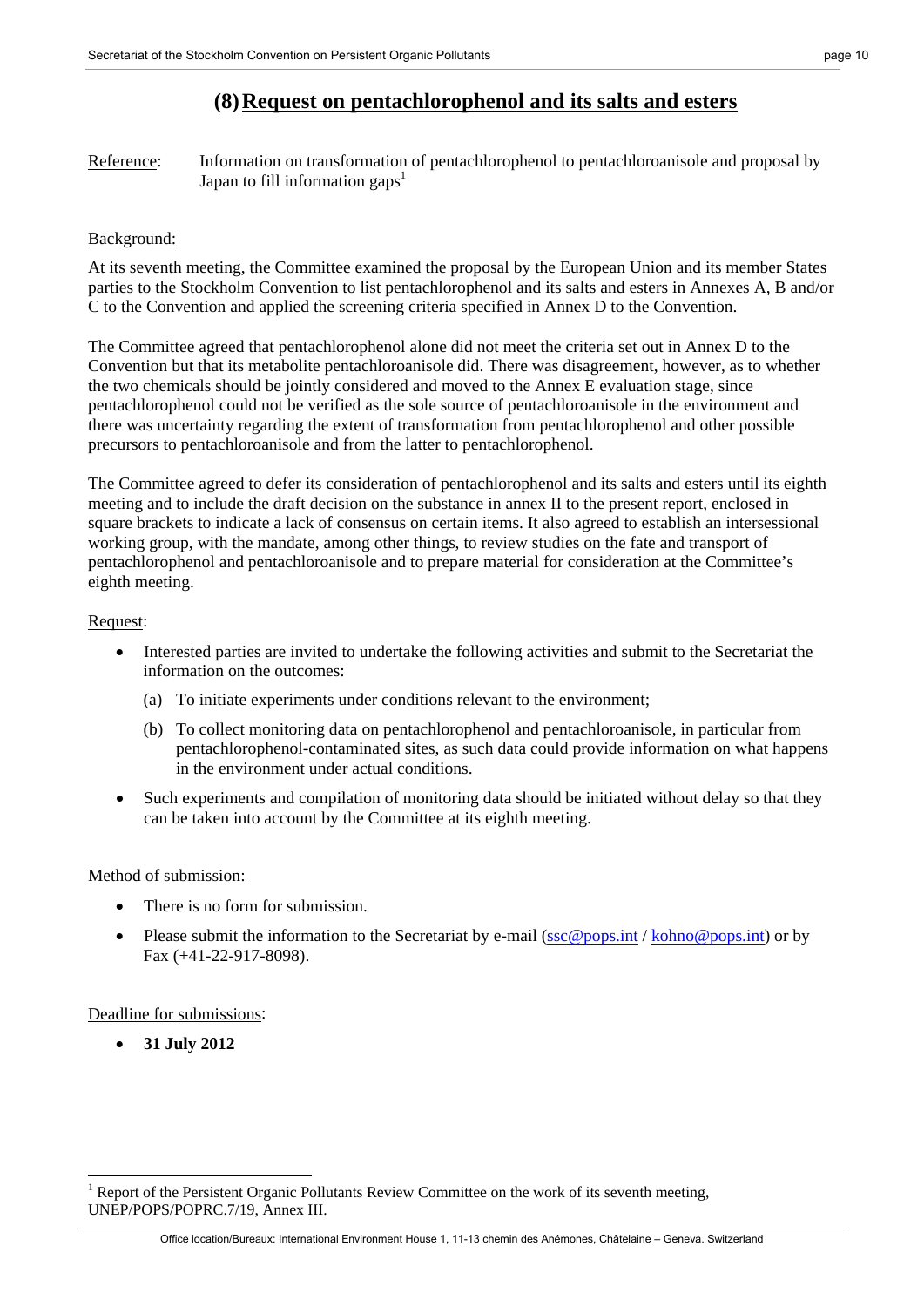## (8) Request on pentachlorophenol and its salts and esters

Reference: Information on transformation of pentachlorophenol to pentachloroanisole and proposal by Japan to fill information gaps[1]

Background:

At its seventh meeting, the Committee examined the proposal by the European Union and its member States parties to the Stockholm Convention to list pentachlorophenol and its salts and esters in Annexes A, B and/or C to the Convention and applied the screening criteria specified in Annex D to the Convention.

The Committee agreed that pentachlorophenol alone did not meet the criteria set out in Annex D to the Convention but that its metabolite pentachloroanisole did. There was disagreement, however, as to whether the two chemicals should be jointly considered and moved to the Annex E evaluation stage, since pentachlorophenol could not be verified as the sole source of pentachloroanisole in the environment and there was uncertainty regarding the extent of transformation from pentachlorophenol and other possible precursors to pentachloroanisole and from the latter to pentachlorophenol.

The Committee agreed to defer its consideration of pentachlorophenol and its salts and esters until its eighth meeting and to include the draft decision on the substance in annex II to the present report, enclosed in square brackets to indicate a lack of consensus on certain items. It also agreed to establish an intersessional working group, with the mandate, among other things, to review studies on the fate and transport of pentachlorophenol and pentachloroanisole and to prepare material for consideration at the Committee's eighth meeting.

Request:

- Interested parties are invited to undertake the following activities and submit to the Secretariat the information on the outcomes:
  - (a) To initiate experiments under conditions relevant to the environment;
  - (b) To collect monitoring data on pentachlorophenol and pentachloroanisole, in particular from pentachlorophenol-contaminated sites, as such data could provide information on what happens in the environment under actual conditions.
- Such experiments and compilation of monitoring data should be initiated without delay so that they can be taken into account by the Committee at its eighth meeting.

Method of submission:

- There is no form for submission.
- Please submit the information to the Secretariat by e-mail (ssc@pops.int / kohno@pops.int) or by Fax (+41-22-917-8098).

Deadline for submissions:

- **31 July 2012**

[1] Report of the Persistent Organic Pollutants Review Committee on the work of its seventh meeting, UNEP/POPS/POPRC.7/19, Annex III.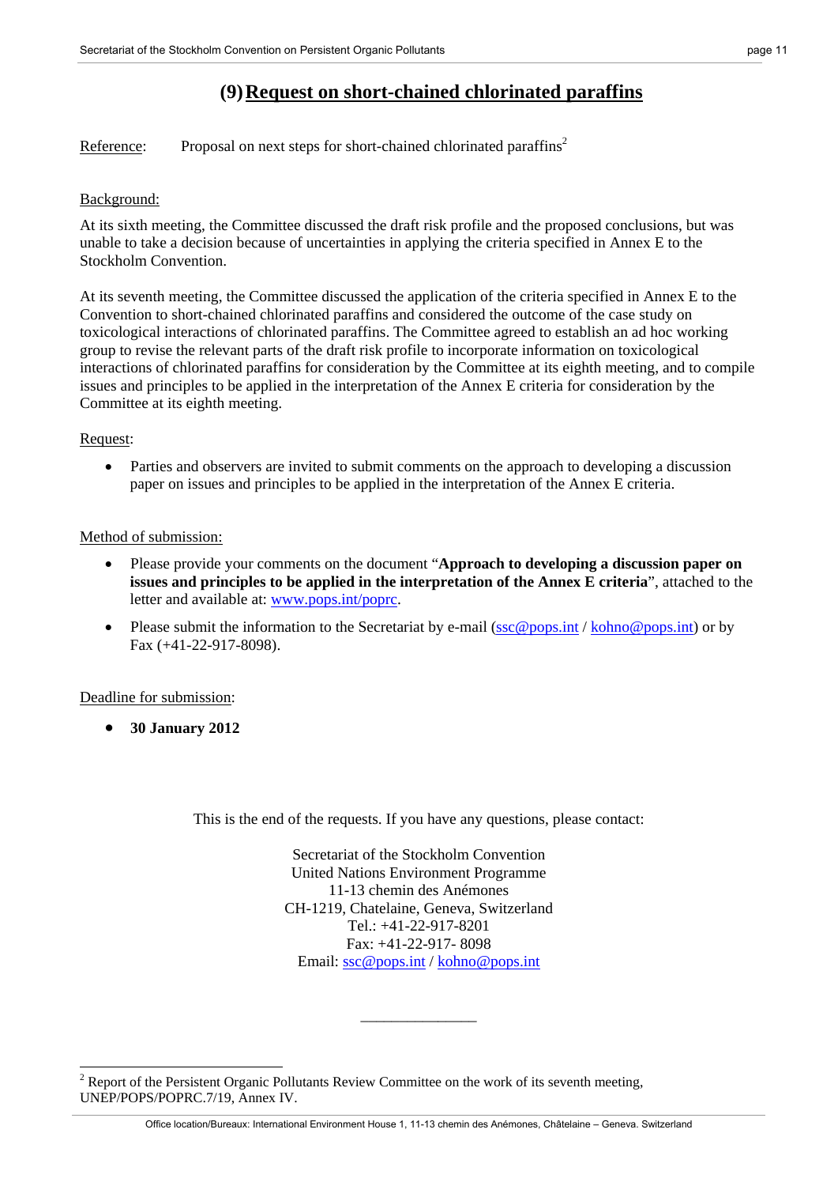## (9) Request on short-chained chlorinated paraffins

Reference: Proposal on next steps for short-chained chlorinated paraffins[2]

Background:

At its sixth meeting, the Committee discussed the draft risk profile and the proposed conclusions, but was unable to take a decision because of uncertainties in applying the criteria specified in Annex E to the Stockholm Convention.

At its seventh meeting, the Committee discussed the application of the criteria specified in Annex E to the Convention to short-chained chlorinated paraffins and considered the outcome of the case study on toxicological interactions of chlorinated paraffins. The Committee agreed to establish an ad hoc working group to revise the relevant parts of the draft risk profile to incorporate information on toxicological interactions of chlorinated paraffins for consideration by the Committee at its eighth meeting, and to compile issues and principles to be applied in the interpretation of the Annex E criteria for consideration by the Committee at its eighth meeting.

Request:

- Parties and observers are invited to submit comments on the approach to developing a discussion paper on issues and principles to be applied in the interpretation of the Annex E criteria.

Method of submission:

- Please provide your comments on the document "**Approach to developing a discussion paper on issues and principles to be applied in the interpretation of the Annex E criteria**", attached to the letter and available at: www.pops.int/poprc.
- Please submit the information to the Secretariat by e-mail (ssc@pops.int / kohno@pops.int) or by Fax (+41-22-917-8098).

Deadline for submission:

- **30 January 2012**

This is the end of the requests. If you have any questions, please contact:

Secretariat of the Stockholm Convention
United Nations Environment Programme
11-13 chemin des Anémones
CH-1219, Chatelaine, Geneva, Switzerland
Tel.: +41-22-917-8201
Fax: +41-22-917- 8098
Email: ssc@pops.int / kohno@pops.int

---

[2] Report of the Persistent Organic Pollutants Review Committee on the work of its seventh meeting, UNEP/POPS/POPRC.7/19, Annex IV.